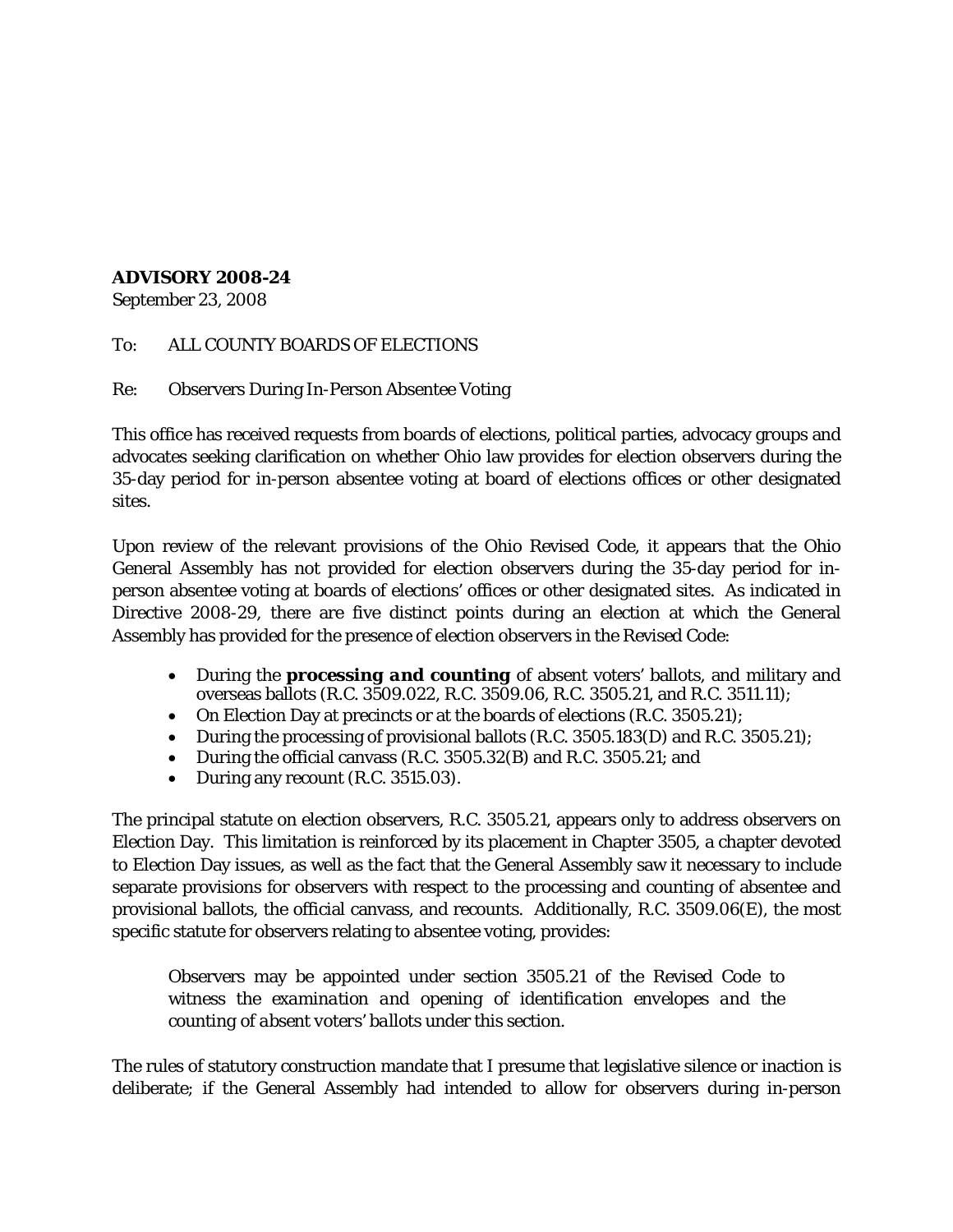**ADVISORY 2008-24**
September 23, 2008

To: ALL COUNTY BOARDS OF ELECTIONS

Re: Observers During In-Person Absentee Voting

This office has received requests from boards of elections, political parties, advocacy groups and advocates seeking clarification on whether Ohio law provides for election observers during the 35-day period for in-person absentee voting at board of elections offices or other designated sites.

Upon review of the relevant provisions of the Ohio Revised Code, it appears that the Ohio General Assembly has not provided for election observers during the 35-day period for in-person absentee voting at boards of elections' offices or other designated sites. As indicated in Directive 2008-29, there are five distinct points during an election at which the General Assembly has provided for the presence of election observers in the Revised Code:

- During the ***processing and counting*** of absent voters' ballots, and military and overseas ballots (R.C. 3509.022, R.C. 3509.06, R.C. 3505.21, and R.C. 3511.11);
- On Election Day at precincts or at the boards of elections (R.C. 3505.21);
- During the processing of provisional ballots (R.C. 3505.183(D) and R.C. 3505.21);
- During the official canvass (R.C. 3505.32(B) and R.C. 3505.21; and
- During any recount (R.C. 3515.03).

The principal statute on election observers, R.C. 3505.21, appears only to address observers on Election Day. This limitation is reinforced by its placement in Chapter 3505, a chapter devoted to Election Day issues, as well as the fact that the General Assembly saw it necessary to include separate provisions for observers with respect to the processing and counting of absentee and provisional ballots, the official canvass, and recounts. Additionally, R.C. 3509.06(E), the most specific statute for observers relating to absentee voting, provides:

> Observers may be appointed under section 3505.21 of the Revised Code to witness the *examination and opening of identification envelopes and the counting of absent voters' ballots under this section.*

The rules of statutory construction mandate that I presume that legislative silence or inaction is deliberate; if the General Assembly had intended to allow for observers during in-person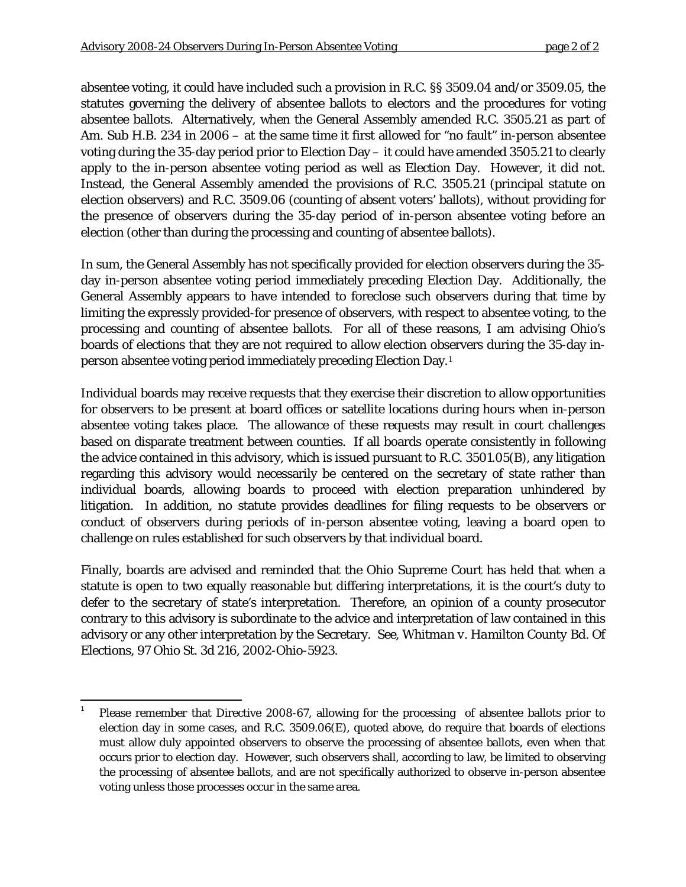absentee voting, it could have included such a provision in R.C. §§ 3509.04 and/or 3509.05, the statutes governing the delivery of absentee ballots to electors and the procedures for voting absentee ballots. Alternatively, when the General Assembly amended R.C. 3505.21 as part of Am. Sub H.B. 234 in 2006 – at the same time it first allowed for "no fault" in-person absentee voting during the 35-day period prior to Election Day – it could have amended 3505.21 to clearly apply to the in-person absentee voting period as well as Election Day. However, it did not. Instead, the General Assembly amended the provisions of R.C. 3505.21 (principal statute on election observers) and R.C. 3509.06 (counting of absent voters' ballots), without providing for the presence of observers during the 35-day period of in-person absentee voting before an election (other than during the processing and counting of absentee ballots).

In sum, the General Assembly has not specifically provided for election observers during the 35-day in-person absentee voting period immediately preceding Election Day. Additionally, the General Assembly appears to have intended to foreclose such observers during that time by limiting the expressly provided-for presence of observers, with respect to absentee voting, to the processing and counting of absentee ballots. For all of these reasons, I am advising Ohio's boards of elections that they are not required to allow election observers during the 35-day in-person absentee voting period immediately preceding Election Day.[1]

Individual boards may receive requests that they exercise their discretion to allow opportunities for observers to be present at board offices or satellite locations during hours when in-person absentee voting takes place. The allowance of these requests may result in court challenges based on disparate treatment between counties. If all boards operate consistently in following the advice contained in this advisory, which is issued pursuant to R.C. 3501.05(B), any litigation regarding this advisory would necessarily be centered on the secretary of state rather than individual boards, allowing boards to proceed with election preparation unhindered by litigation. In addition, no statute provides deadlines for filing requests to be observers or conduct of observers during periods of in-person absentee voting, leaving a board open to challenge on rules established for such observers by that individual board.

Finally, boards are advised and reminded that the Ohio Supreme Court has held that when a statute is open to two equally reasonable but differing interpretations, it is the court's duty to defer to the secretary of state's interpretation. Therefore, an opinion of a county prosecutor contrary to this advisory is subordinate to the advice and interpretation of law contained in this advisory or any other interpretation by the Secretary. See, *Whitman v. Hamilton County Bd. Of Elections*, 97 Ohio St. 3d 216, 2002-Ohio-5923.

---

[1] Please remember that Directive 2008-67, allowing for the processing of absentee ballots prior to election day in some cases, and R.C. 3509.06(E), quoted above, do require that boards of elections must allow duly appointed observers to observe the processing of absentee ballots, even when that occurs prior to election day. However, such observers shall, according to law, be limited to observing the processing of absentee ballots, and are not specifically authorized to observe in-person absentee voting unless those processes occur in the same area.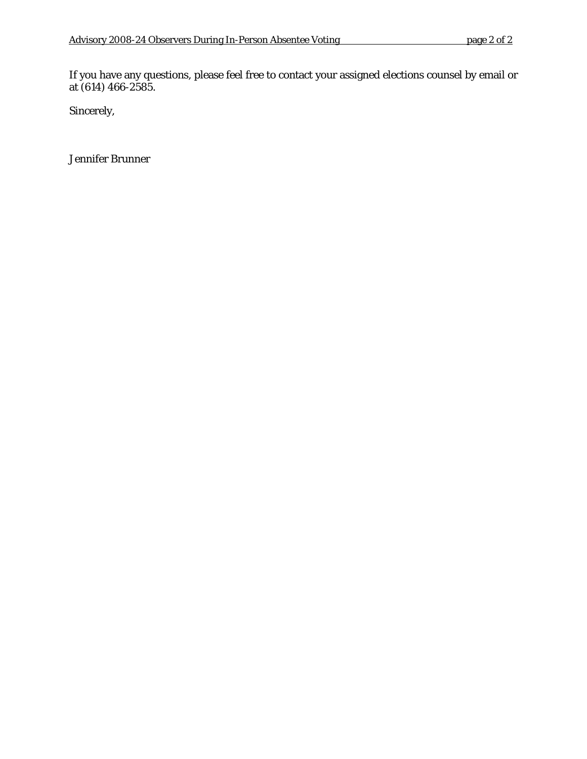If you have any questions, please feel free to contact your assigned elections counsel by email or at (614) 466-2585.

Sincerely,

Jennifer Brunner